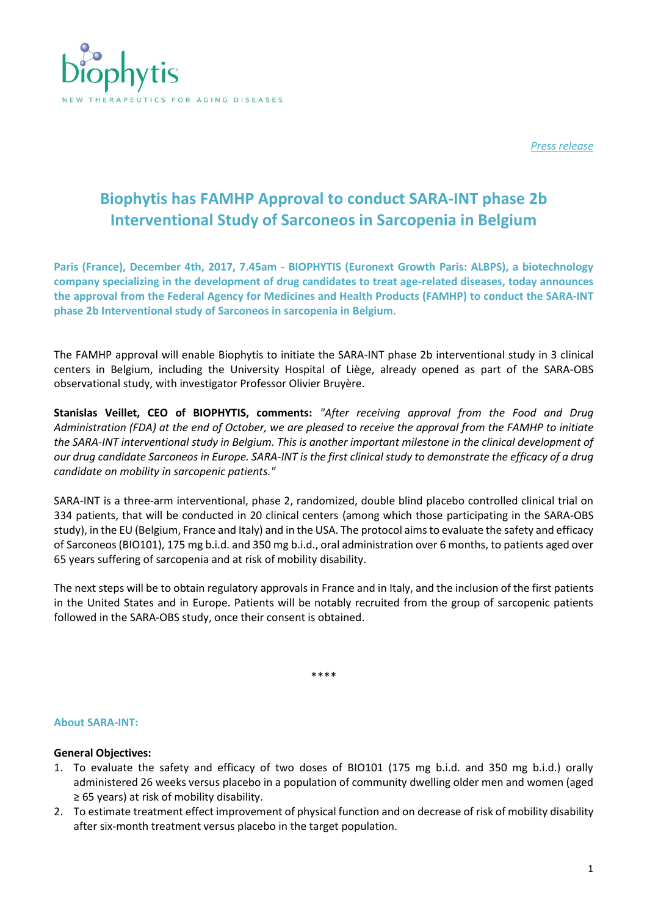Biophytis

NEW THERAPEUTICS FOR AGING DISEASES

*Press release*

# Biophytis has FAMHP Approval to conduct SARA-INT phase 2b Interventional Study of Sarconeos in Sarcopenia in Belgium

**Paris (France), December 4th, 2017, 7.45am - BIOPHYTIS (Euronext Growth Paris: ALBPS), a biotechnology company specializing in the development of drug candidates to treat age-related diseases, today announces the approval from the Federal Agency for Medicines and Health Products (FAMHP) to conduct the SARA-INT phase 2b Interventional study of Sarconeos in sarcopenia in Belgium.**

The FAMHP approval will enable Biophytis to initiate the SARA-INT phase 2b interventional study in 3 clinical centers in Belgium, including the University Hospital of Liège, already opened as part of the SARA-OBS observational study, with investigator Professor Olivier Bruyère.

**Stanislas Veillet, CEO of BIOPHYTIS, comments:** *"After receiving approval from the Food and Drug Administration (FDA) at the end of October, we are pleased to receive the approval from the FAMHP to initiate the SARA-INT interventional study in Belgium. This is another important milestone in the clinical development of our drug candidate Sarconeos in Europe. SARA-INT is the first clinical study to demonstrate the efficacy of a drug candidate on mobility in sarcopenic patients."*

SARA-INT is a three-arm interventional, phase 2, randomized, double blind placebo controlled clinical trial on 334 patients, that will be conducted in 20 clinical centers (among which those participating in the SARA-OBS study), in the EU (Belgium, France and Italy) and in the USA. The protocol aims to evaluate the safety and efficacy of Sarconeos (BIO101), 175 mg b.i.d. and 350 mg b.i.d., oral administration over 6 months, to patients aged over 65 years suffering of sarcopenia and at risk of mobility disability.

The next steps will be to obtain regulatory approvals in France and in Italy, and the inclusion of the first patients in the United States and in Europe. Patients will be notably recruited from the group of sarcopenic patients followed in the SARA-OBS study, once their consent is obtained.

****

### About SARA-INT:

**General Objectives:**

1. To evaluate the safety and efficacy of two doses of BIO101 (175 mg b.i.d. and 350 mg b.i.d.) orally administered 26 weeks versus placebo in a population of community dwelling older men and women (aged ≥ 65 years) at risk of mobility disability.
2. To estimate treatment effect improvement of physical function and on decrease of risk of mobility disability after six-month treatment versus placebo in the target population.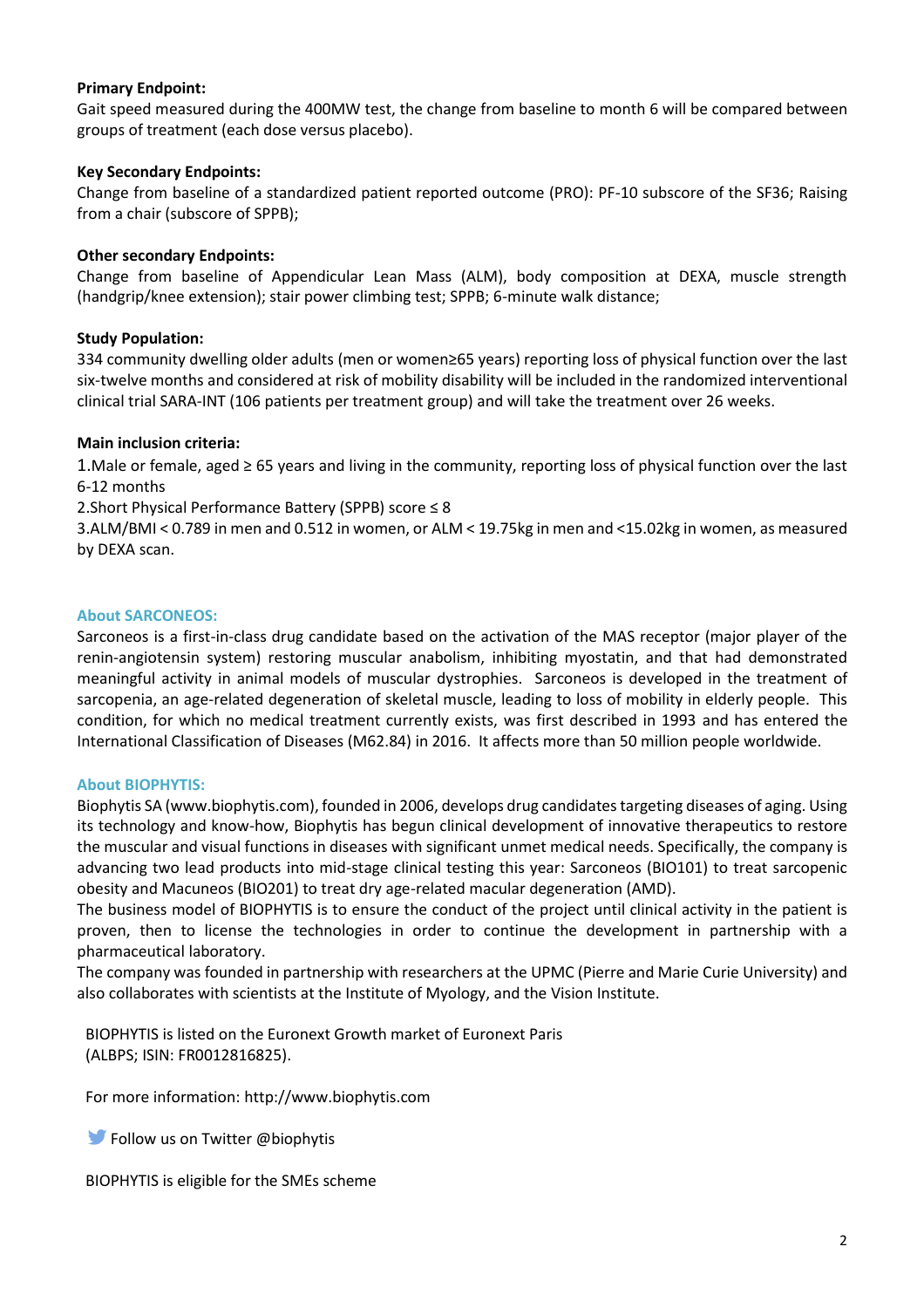**Primary Endpoint:**

Gait speed measured during the 400MW test, the change from baseline to month 6 will be compared between groups of treatment (each dose versus placebo).

**Key Secondary Endpoints:**

Change from baseline of a standardized patient reported outcome (PRO): PF-10 subscore of the SF36; Raising from a chair (subscore of SPPB);

**Other secondary Endpoints:**

Change from baseline of Appendicular Lean Mass (ALM), body composition at DEXA, muscle strength (handgrip/knee extension); stair power climbing test; SPPB; 6-minute walk distance;

**Study Population:**

334 community dwelling older adults (men or women≥65 years) reporting loss of physical function over the last six-twelve months and considered at risk of mobility disability will be included in the randomized interventional clinical trial SARA-INT (106 patients per treatment group) and will take the treatment over 26 weeks.

**Main inclusion criteria:**

1.Male or female, aged ≥ 65 years and living in the community, reporting loss of physical function over the last 6-12 months

2.Short Physical Performance Battery (SPPB) score ≤ 8

3.ALM/BMI < 0.789 in men and 0.512 in women, or ALM < 19.75kg in men and <15.02kg in women, as measured by DEXA scan.

## About SARCONEOS:

Sarconeos is a first-in-class drug candidate based on the activation of the MAS receptor (major player of the renin-angiotensin system) restoring muscular anabolism, inhibiting myostatin, and that had demonstrated meaningful activity in animal models of muscular dystrophies. Sarconeos is developed in the treatment of sarcopenia, an age-related degeneration of skeletal muscle, leading to loss of mobility in elderly people. This condition, for which no medical treatment currently exists, was first described in 1993 and has entered the International Classification of Diseases (M62.84) in 2016. It affects more than 50 million people worldwide.

## About BIOPHYTIS:

Biophytis SA (www.biophytis.com), founded in 2006, develops drug candidates targeting diseases of aging. Using its technology and know-how, Biophytis has begun clinical development of innovative therapeutics to restore the muscular and visual functions in diseases with significant unmet medical needs. Specifically, the company is advancing two lead products into mid-stage clinical testing this year: Sarconeos (BIO101) to treat sarcopenic obesity and Macuneos (BIO201) to treat dry age-related macular degeneration (AMD).

The business model of BIOPHYTIS is to ensure the conduct of the project until clinical activity in the patient is proven, then to license the technologies in order to continue the development in partnership with a pharmaceutical laboratory.

The company was founded in partnership with researchers at the UPMC (Pierre and Marie Curie University) and also collaborates with scientists at the Institute of Myology, and the Vision Institute.

BIOPHYTIS is listed on the Euronext Growth market of Euronext Paris
(ALBPS; ISIN: FR0012816825).

For more information: http://www.biophytis.com

Follow us on Twitter @biophytis

BIOPHYTIS is eligible for the SMEs scheme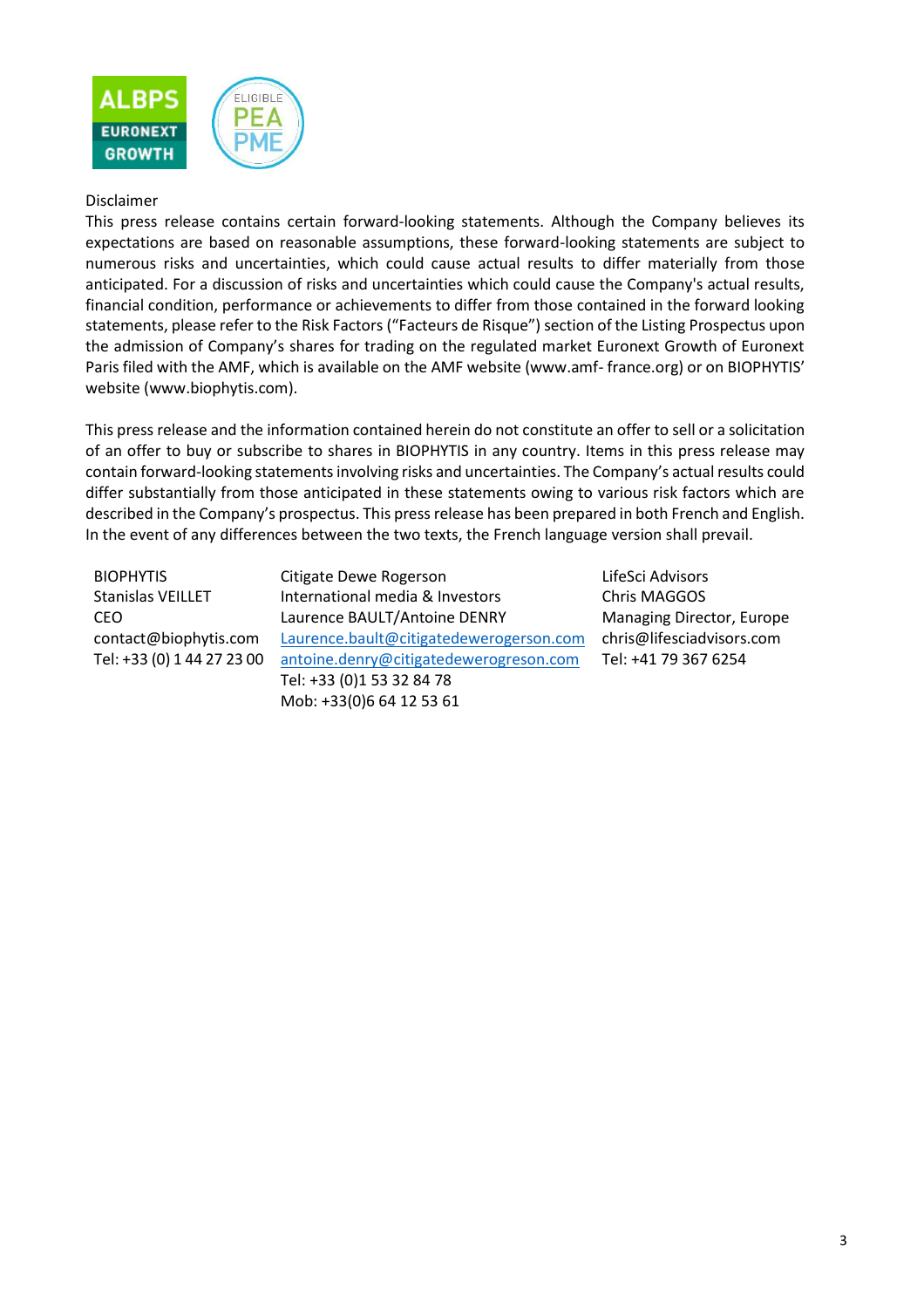ALBPS EURONEXT GROWTH

ELIGIBLE PEA PME

Disclaimer

This press release contains certain forward-looking statements. Although the Company believes its expectations are based on reasonable assumptions, these forward-looking statements are subject to numerous risks and uncertainties, which could cause actual results to differ materially from those anticipated. For a discussion of risks and uncertainties which could cause the Company's actual results, financial condition, performance or achievements to differ from those contained in the forward looking statements, please refer to the Risk Factors ("Facteurs de Risque") section of the Listing Prospectus upon the admission of Company's shares for trading on the regulated market Euronext Growth of Euronext Paris filed with the AMF, which is available on the AMF website (www.amf- france.org) or on BIOPHYTIS' website (www.biophytis.com).

This press release and the information contained herein do not constitute an offer to sell or a solicitation of an offer to buy or subscribe to shares in BIOPHYTIS in any country. Items in this press release may contain forward-looking statements involving risks and uncertainties. The Company's actual results could differ substantially from those anticipated in these statements owing to various risk factors which are described in the Company's prospectus. This press release has been prepared in both French and English. In the event of any differences between the two texts, the French language version shall prevail.

| | | |
|---|---|---|
| BIOPHYTIS | Citigate Dewe Rogerson | LifeSci Advisors |
| Stanislas VEILLET | International media & Investors | Chris MAGGOS |
| CEO | Laurence BAULT/Antoine DENRY | Managing Director, Europe |
| contact@biophytis.com | Laurence.bault@citigatedewerogerson.com | chris@lifesciadvisors.com |
| Tel: +33 (0) 1 44 27 23 00 | antoine.denry@citigatedewerogreson.com | Tel: +41 79 367 6254 |
| | Tel: +33 (0)1 53 32 84 78 | |
| | Mob: +33(0)6 64 12 53 61 | |